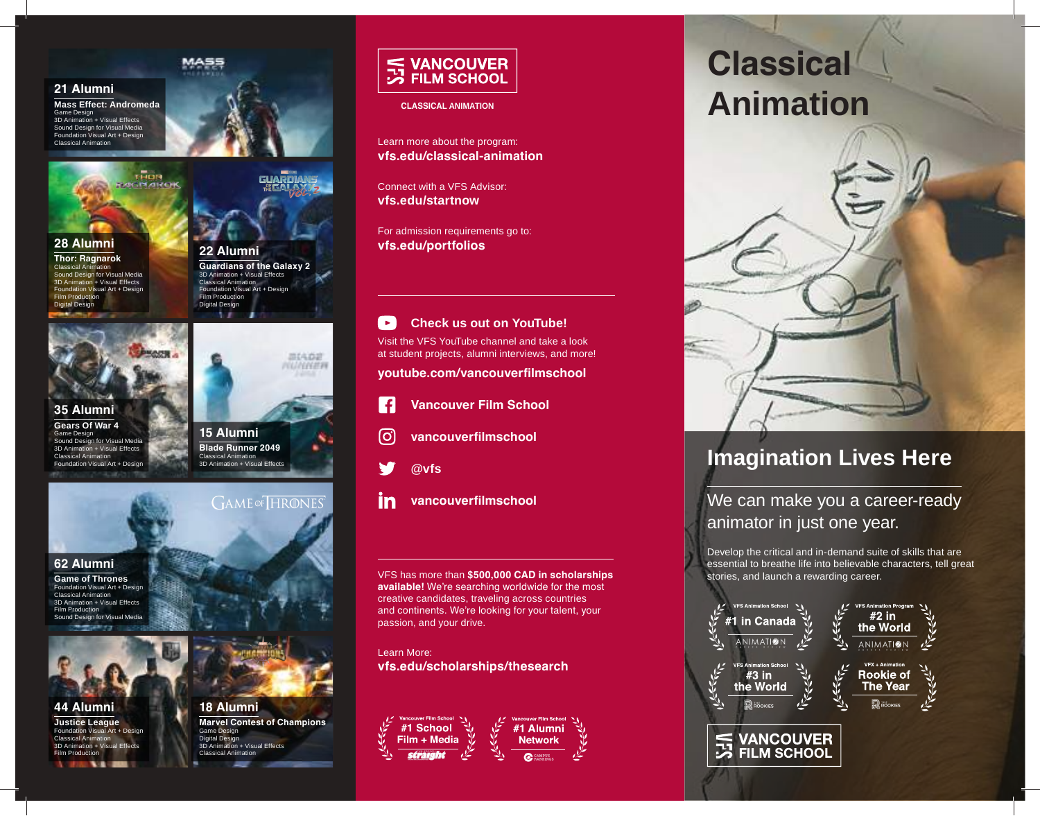## 21 Alumni

**Mass Effect: Andromeda**
Game Design
3D Animation + Visual Effects
Sound Design for Visual Media
Foundation Visual Art + Design
Classical Animation

## 28 Alumni

**Thor: Ragnarok**
Classical Animation
Sound Design for Visual Media
3D Animation + Visual Effects
Foundation Visual Art + Design
Film Production
Digital Design

## 22 Alumni

**Guardians of the Galaxy 2**
3D Animation + Visual Effects
Classical Animation
Foundation Visual Art + Design
Film Production
Digital Design

## 35 Alumni

**Gears Of War 4**
Game Design
Sound Design for Visual Media
3D Animation + Visual Effects
Classical Animation
Foundation Visual Art + Design

## 15 Alumni

**Blade Runner 2049**
Classical Animation
3D Animation + Visual Effects

## 62 Alumni

**Game of Thrones**
Foundation Visual Art + Design
Classical Animation
3D Animation + Visual Effects
Film Production
Sound Design for Visual Media

## 44 Alumni

**Justice League**
Foundation Visual Art + Design
Classical Animation
3D Animation + Visual Effects
Film Production

## 18 Alumni

**Marvel Contest of Champions**
Game Design
Digital Design
3D Animation + Visual Effects
Classical Animation

---

**VANCOUVER FILM SCHOOL**

**CLASSICAL ANIMATION**

Learn more about the program:
**vfs.edu/classical-animation**

Connect with a VFS Advisor:
**vfs.edu/startnow**

For admission requirements go to:
**vfs.edu/portfolios**

---

**Check us out on YouTube!**

Visit the VFS YouTube channel and take a look at student projects, alumni interviews, and more!

**youtube.com/vancouverfilmschool**

**Vancouver Film School**

**vancouverfilmschool**

**@vfs**

**vancouverfilmschool**

---

VFS has more than **$500,000 CAD in scholarships available!** We're searching worldwide for the most creative candidates, traveling across countries and continents. We're looking for your talent, your passion, and your drive.

Learn More:
**vfs.edu/scholarships/thesearch**

Vancouver Film School **#1 School Film + Media** — straight

Vancouver Film School **#1 Alumni Network** — Campus Rankings

---

# Classical Animation

## Imagination Lives Here

We can make you a career-ready animator in just one year.

Develop the critical and in-demand suite of skills that are essential to breathe life into believable characters, tell great stories, and launch a rewarding career.

VFS Animation School **#1 in Canada** — Animation Career Review

VFS Animation Program **#2 in the World** — Animation Career Review

VFS Animation School **#3 in the World** — The Rookies

VFX + Animation **Rookie of The Year** — The Rookies

**VANCOUVER FILM SCHOOL**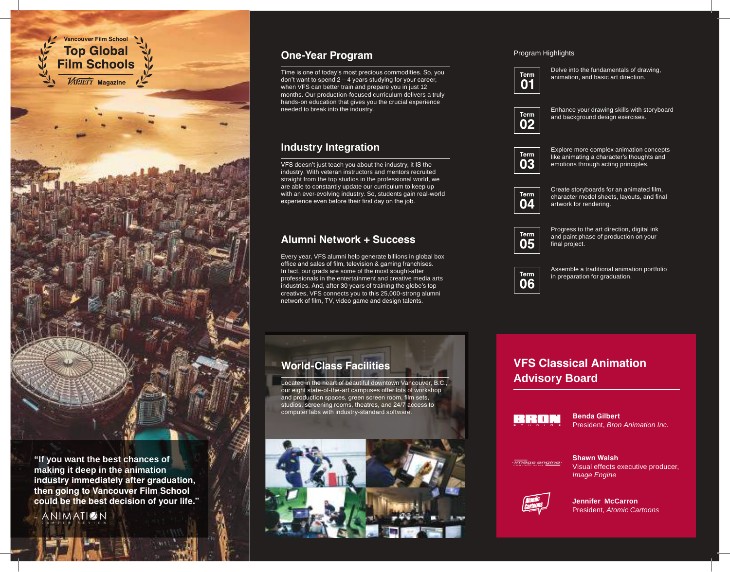Vancouver Film School

**Top Global Film Schools**

*VARIETY* Magazine

**"If you want the best chances of making it deep in the animation industry immediately after graduation, then going to Vancouver Film School could be the best decision of your life."**

– ANIMATION CAREER REVIEW

## One-Year Program

Time is one of today's most precious commodities. So, you don't want to spend 2 – 4 years studying for your career, when VFS can better train and prepare you in just 12 months. Our production-focused curriculum delivers a truly hands-on education that gives you the crucial experience needed to break into the industry.

## Industry Integration

VFS doesn't just teach you about the industry, it IS the industry. With veteran instructors and mentors recruited straight from the top studios in the professional world, we are able to constantly update our curriculum to keep up with an ever-evolving industry. So, students gain real-world experience even before their first day on the job.

## Alumni Network + Success

Every year, VFS alumni help generate billions in global box office and sales of film, television & gaming franchises. In fact, our grads are some of the most sought-after professionals in the entertainment and creative media arts industries. And, after 30 years of training the globe's top creatives, VFS connects you to this 25,000-strong alumni network of film, TV, video game and design talents.

## World-Class Facilities

Located in the heart of beautiful downtown Vancouver, B.C., our eight state-of-the-art campuses offer lots of workshop and production spaces, green screen room, film sets, studios, screening rooms, theatres, and 24/7 access to computer labs with industry-standard software.

## Program Highlights

**Term 01** — Delve into the fundamentals of drawing, animation, and basic art direction.

**Term 02** — Enhance your drawing skills with storyboard and background design exercises.

**Term 03** — Explore more complex animation concepts like animating a character's thoughts and emotions through acting principles.

**Term 04** — Create storyboards for an animated film, character model sheets, layouts, and final artwork for rendering.

**Term 05** — Progress to the art direction, digital ink and paint phase of production on your final project.

**Term 06** — Assemble a traditional animation portfolio in preparation for graduation.

## VFS Classical Animation Advisory Board

BRON STUDIOS

**Benda Gilbert**
President, *Bron Animation Inc.*

Image engine

**Shawn Walsh**
Visual effects executive producer, *Image Engine*

Atomic Cartoons

**Jennifer McCarron**
President, *Atomic Cartoons*